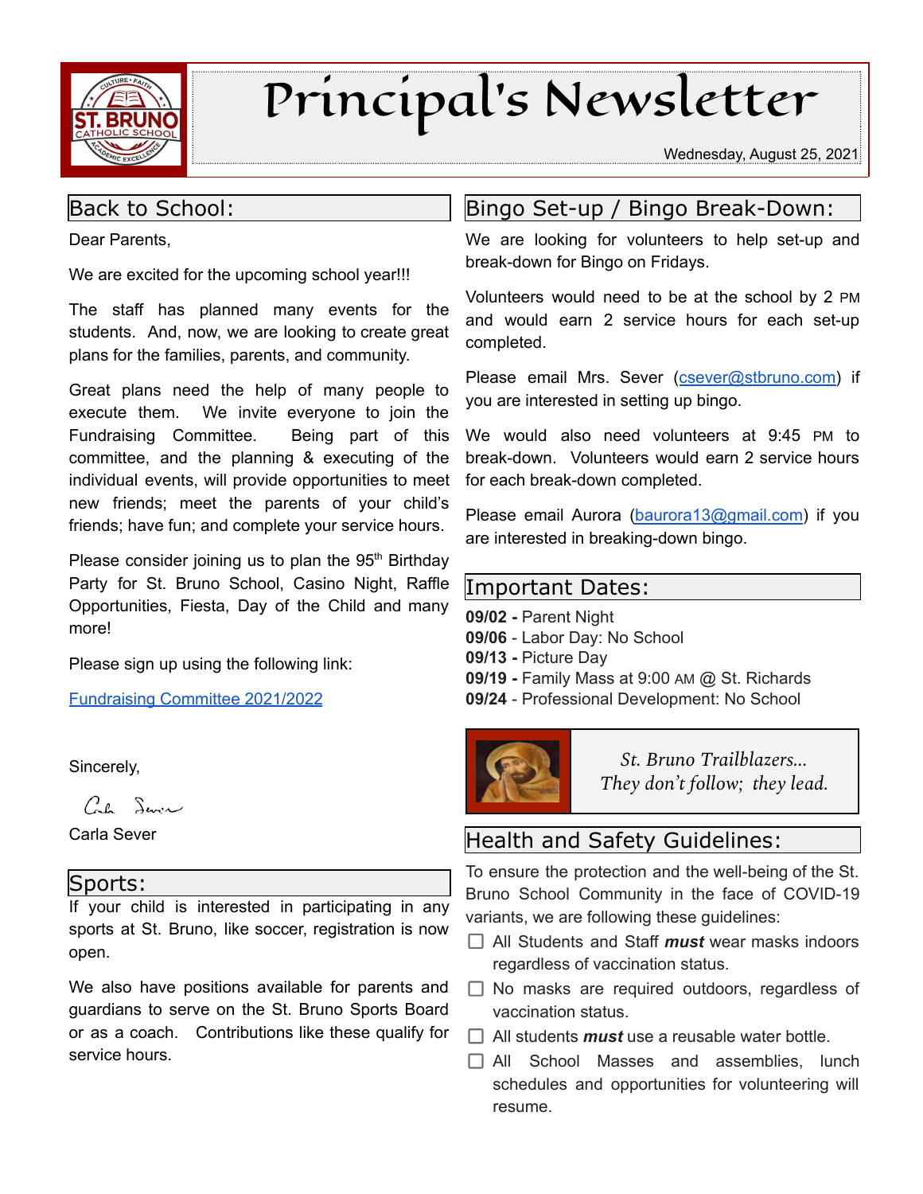# Principal's Newsletter

Wednesday, August 25, 2021

## Back to School:

Dear Parents,

We are excited for the upcoming school year!!!

The staff has planned many events for the students. And, now, we are looking to create great plans for the families, parents, and community.

Great plans need the help of many people to execute them. We invite everyone to join the Fundraising Committee. Being part of this committee, and the planning & executing of the individual events, will provide opportunities to meet new friends; meet the parents of your child's friends; have fun; and complete your service hours.

Please consider joining us to plan the 95th Birthday Party for St. Bruno School, Casino Night, Raffle Opportunities, Fiesta, Day of the Child and many more!

Please sign up using the following link:

[Fundraising Committee 2021/2022]

Sincerely,

Carla Sever

## Sports:

If your child is interested in participating in any sports at St. Bruno, like soccer, registration is now open.

We also have positions available for parents and guardians to serve on the St. Bruno Sports Board or as a coach. Contributions like these qualify for service hours.

## Bingo Set-up / Bingo Break-Down:

We are looking for volunteers to help set-up and break-down for Bingo on Fridays.

Volunteers would need to be at the school by 2 PM and would earn 2 service hours for each set-up completed.

Please email Mrs. Sever (csever@stbruno.com) if you are interested in setting up bingo.

We would also need volunteers at 9:45 PM to break-down. Volunteers would earn 2 service hours for each break-down completed.

Please email Aurora (baurora13@gmail.com) if you are interested in breaking-down bingo.

## Important Dates:

**09/02 -** Parent Night
**09/06** - Labor Day: No School
**09/13 -** Picture Day
**09/19 -** Family Mass at 9:00 AM @ St. Richards
**09/24** - Professional Development: No School

*St. Bruno Trailblazers...*
*They don't follow; they lead.*

## Health and Safety Guidelines:

To ensure the protection and the well-being of the St. Bruno School Community in the face of COVID-19 variants, we are following these guidelines:

- [ ] All Students and Staff ***must*** wear masks indoors regardless of vaccination status.
- [ ] No masks are required outdoors, regardless of vaccination status.
- [ ] All students ***must*** use a reusable water bottle.
- [ ] All School Masses and assemblies, lunch schedules and opportunities for volunteering will resume.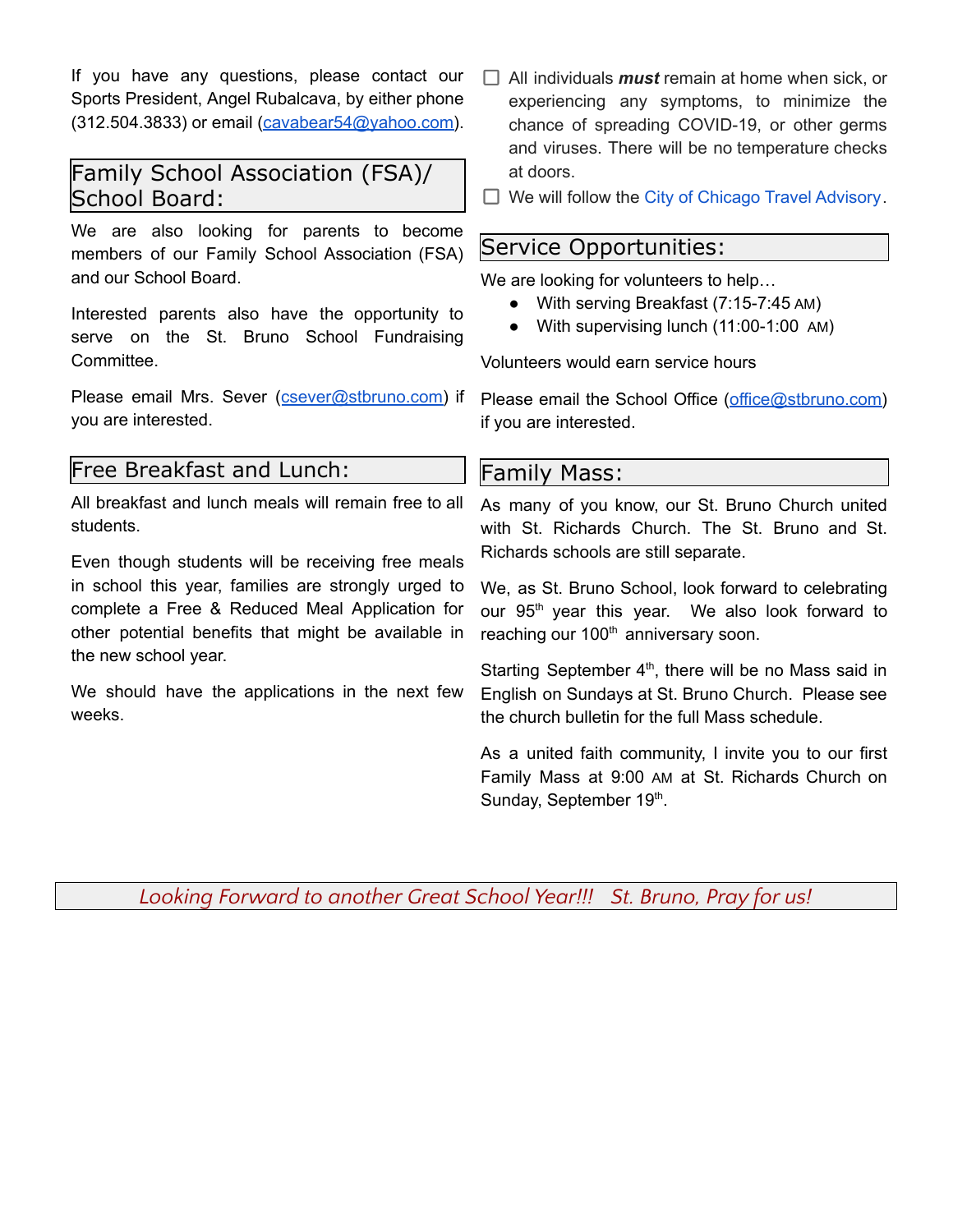If you have any questions, please contact our Sports President, Angel Rubalcava, by either phone (312.504.3833) or email (cavabear54@yahoo.com).

## Family School Association (FSA)/ School Board:

We are also looking for parents to become members of our Family School Association (FSA) and our School Board.

Interested parents also have the opportunity to serve on the St. Bruno School Fundraising Committee.

Please email Mrs. Sever (csever@stbruno.com) if you are interested.

## Free Breakfast and Lunch:

All breakfast and lunch meals will remain free to all students.

Even though students will be receiving free meals in school this year, families are strongly urged to complete a Free & Reduced Meal Application for other potential benefits that might be available in the new school year.

We should have the applications in the next few weeks.

- ☐ All individuals ***must*** remain at home when sick, or experiencing any symptoms, to minimize the chance of spreading COVID-19, or other germs and viruses. There will be no temperature checks at doors.
- ☐ We will follow the City of Chicago Travel Advisory.

## Service Opportunities:

We are looking for volunteers to help…

- With serving Breakfast (7:15-7:45 AM)
- With supervising lunch (11:00-1:00 AM)

Volunteers would earn service hours

Please email the School Office (office@stbruno.com) if you are interested.

## Family Mass:

As many of you know, our St. Bruno Church united with St. Richards Church. The St. Bruno and St. Richards schools are still separate.

We, as St. Bruno School, look forward to celebrating our 95th year this year. We also look forward to reaching our 100th anniversary soon.

Starting September 4th, there will be no Mass said in English on Sundays at St. Bruno Church. Please see the church bulletin for the full Mass schedule.

As a united faith community, I invite you to our first Family Mass at 9:00 AM at St. Richards Church on Sunday, September 19th.

*Looking Forward to another Great School Year!!! St. Bruno, Pray for us!*